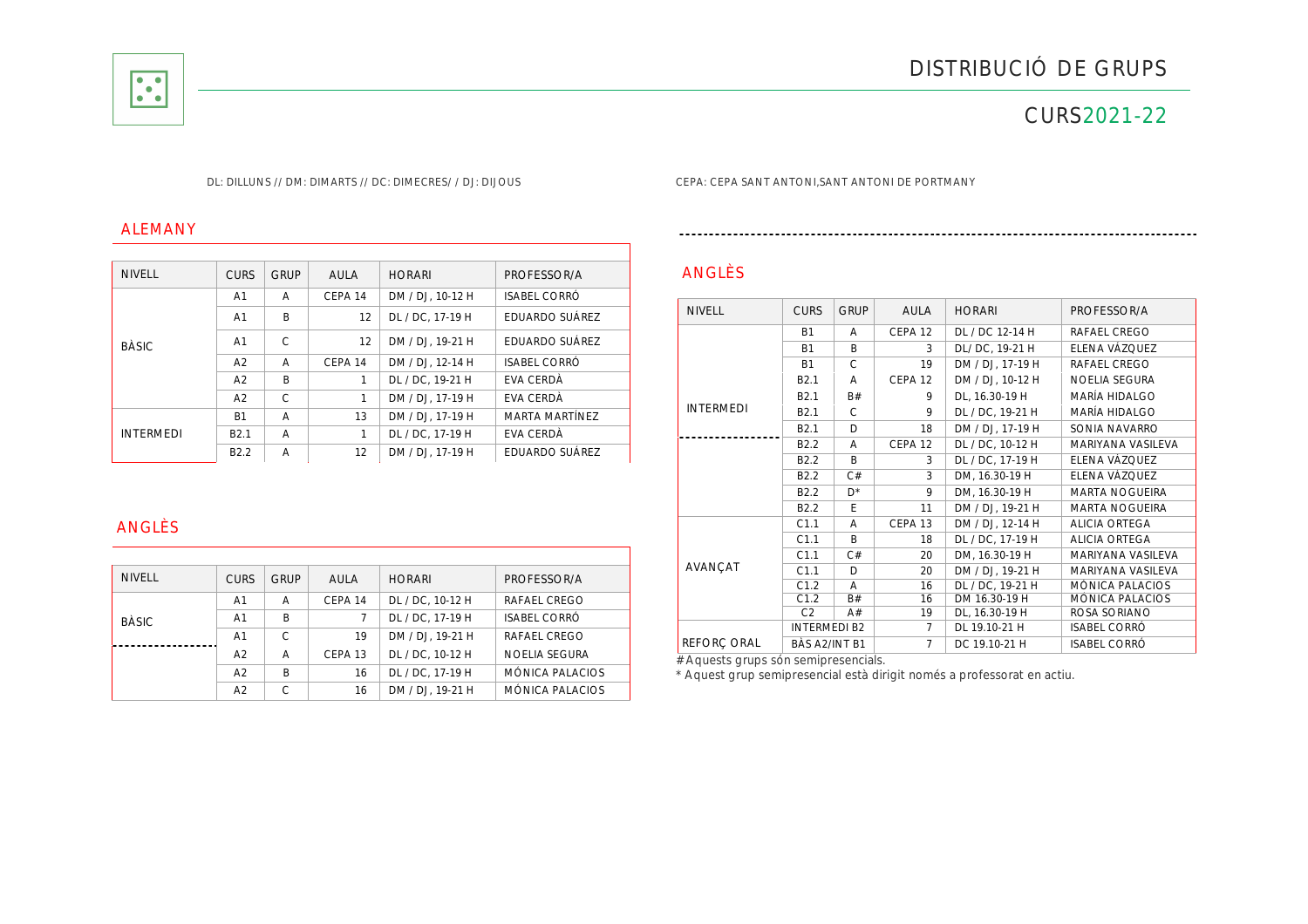# DISTRIBUCIÓ DE GRUPS

## CURS 2021-22

DL: DILLUNS // DM: DIMARTS // DC: DIMECRES/ / DJ: DIJOUS

CEPA: CEPA SANT ANTONI,SANT ANTONI DE PORTMANY

### ALEMANY

| NIVELL | CURS | GRUP | AULA | HORARI | PROFESSOR/A |
|---|---|---|---|---|---|
| BÀSIC | A1 | A | CEPA 14 | DM / DJ, 10-12 H | ISABEL CORRÓ |
| | A1 | B | 12 | DL / DC, 17-19 H | EDUARDO SUÁREZ |
| | A1 | C | 12 | DM / DJ, 19-21 H | EDUARDO SUÁREZ |
| | A2 | A | CEPA 14 | DM / DJ, 12-14 H | ISABEL CORRÓ |
| | A2 | B | 1 | DL / DC, 19-21 H | EVA CERDÀ |
| | A2 | C | 1 | DM / DJ, 17-19 H | EVA CERDÀ |
| INTERMEDI | B1 | A | 13 | DM / DJ, 17-19 H | MARTA MARTÍNEZ |
| | B2.1 | A | 1 | DL / DC, 17-19 H | EVA CERDÀ |
| | B2.2 | A | 12 | DM / DJ, 17-19 H | EDUARDO SUÁREZ |

### ANGLÈS

| NIVELL | CURS | GRUP | AULA | HORARI | PROFESSOR/A |
|---|---|---|---|---|---|
| BÀSIC | A1 | A | CEPA 14 | DL / DC, 10-12 H | RAFAEL CREGO |
| | A1 | B | 7 | DL / DC, 17-19 H | ISABEL CORRÓ |
| | A1 | C | 19 | DM / DJ, 19-21 H | RAFAEL CREGO |
| | A2 | A | CEPA 13 | DL / DC, 10-12 H | NOELIA SEGURA |
| | A2 | B | 16 | DL / DC, 17-19 H | MÓNICA PALACIOS |
| | A2 | C | 16 | DM / DJ, 19-21 H | MÓNICA PALACIOS |

### ANGLÈS

| NIVELL | CURS | GRUP | AULA | HORARI | PROFESSOR/A |
|---|---|---|---|---|---|
| INTERMEDI | B1 | A | CEPA 12 | DL / DC 12-14 H | RAFAEL CREGO |
| | B1 | B | 3 | DL/ DC, 19-21 H | ELENA VÁZQUEZ |
| | B1 | C | 19 | DM / DJ, 17-19 H | RAFAEL CREGO |
| | B2.1 | A | CEPA 12 | DM / DJ, 10-12 H | NOELIA SEGURA |
| | B2.1 | B# | 9 | DL, 16.30-19 H | MARÍA HIDALGO |
| | B2.1 | C | 9 | DL / DC, 19-21 H | MARÍA HIDALGO |
| | B2.1 | D | 18 | DM / DJ, 17-19 H | SONIA NAVARRO |
| | B2.2 | A | CEPA 12 | DL / DC, 10-12 H | MARIYANA VASILEVA |
| | B2.2 | B | 3 | DL / DC, 17-19 H | ELENA VÁZQUEZ |
| | B2.2 | C# | 3 | DM, 16.30-19 H | ELENA VÁZQUEZ |
| | B2.2 | D* | 9 | DM, 16.30-19 H | MARTA NOGUEIRA |
| | B2.2 | E | 11 | DM / DJ, 19-21 H | MARTA NOGUEIRA |
| AVANÇAT | C1.1 | A | CEPA 13 | DM / DJ, 12-14 H | ALICIA ORTEGA |
| | C1.1 | B | 18 | DL / DC, 17-19 H | ALICIA ORTEGA |
| | C1.1 | C# | 20 | DM, 16.30-19 H | MARIYANA VASILEVA |
| | C1.1 | D | 20 | DM / DJ, 19-21 H | MARIYANA VASILEVA |
| | C1.2 | A | 16 | DL / DC, 19-21 H | MÓNICA PALACIOS |
| | C1.2 | B# | 16 | DM 16.30-19 H | MÓNICA PALACIOS |
| | C2 | A# | 19 | DL, 16.30-19 H | ROSA SORIANO |
| REFORÇ ORAL | INTERMEDI B2 | | 7 | DL 19.10-21 H | ISABEL CORRÓ |
| | BÀS A2/INT B1 | | 7 | DC 19.10-21 H | ISABEL CORRÓ |

#Aquests grups són semipresencials.

* Aquest grup semipresencial està dirigit només a professorat en actiu.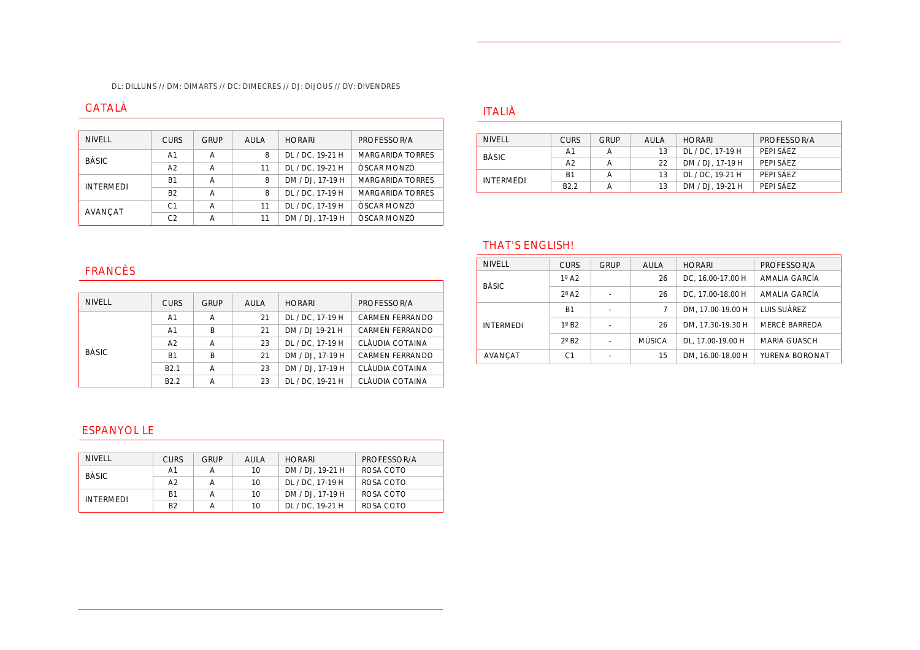DL: DILLUNS // DM: DIMARTS // DC: DIMECRES // DJ: DIJOUS // DV: DIVENDRES

## CATALÀ

| NIVELL | CURS | GRUP | AULA | HORARI | PROFESSOR/A |
|---|---|---|---|---|---|
| BÀSIC | A1 | A | 8 | DL / DC, 19-21 H | MARGARIDA TORRES |
| | A2 | A | 11 | DL / DC, 19-21 H | ÒSCAR MONZÓ |
| INTERMEDI | B1 | A | 8 | DM / DJ, 17-19 H | MARGARIDA TORRES |
| | B2 | A | 8 | DL / DC, 17-19 H | MARGARIDA TORRES |
| AVANÇAT | C1 | A | 11 | DL / DC, 17-19 H | ÒSCAR MONZÓ |
| | C2 | A | 11 | DM / DJ, 17-19 H | ÒSCAR MONZÓ |

## FRANCÈS

| NIVELL | CURS | GRUP | AULA | HORARI | PROFESSOR/A |
|---|---|---|---|---|---|
| BÀSIC | A1 | A | 21 | DL / DC, 17-19 H | CARMEN FERRANDO |
| | A1 | B | 21 | DM / DJ 19-21 H | CARMEN FERRANDO |
| | A2 | A | 23 | DL / DC, 17-19 H | CLÀUDIA COTAINA |
| | B1 | B | 21 | DM / DJ, 17-19 H | CARMEN FERRANDO |
| | B2.1 | A | 23 | DM / DJ, 17-19 H | CLÀUDIA COTAINA |
| | B2.2 | A | 23 | DL / DC, 19-21 H | CLÀUDIA COTAINA |

## ESPANYOL LE

| NIVELL | CURS | GRUP | AULA | HORARI | PROFESSOR/A |
|---|---|---|---|---|---|
| BÀSIC | A1 | A | 10 | DM / DJ, 19-21 H | ROSA COTO |
| | A2 | A | 10 | DL / DC, 17-19 H | ROSA COTO |
| INTERMEDI | B1 | A | 10 | DM / DJ, 17-19 H | ROSA COTO |
| | B2 | A | 10 | DL / DC, 19-21 H | ROSA COTO |

## ITALIÀ

| NIVELL | CURS | GRUP | AULA | HORARI | PROFESSOR/A |
|---|---|---|---|---|---|
| BÀSIC | A1 | A | 13 | DL / DC, 17-19 H | PEPI SÁEZ |
| | A2 | A | 22 | DM / DJ, 17-19 H | PEPI SÁEZ |
| INTERMEDI | B1 | A | 13 | DL / DC, 19-21 H | PEPI SÁEZ |
| | B2.2 | A | 13 | DM / DJ, 19-21 H | PEPI SÁEZ |

## THAT'S ENGLISH!

| NIVELL | CURS | GRUP | AULA | HORARI | PROFESSOR/A |
|---|---|---|---|---|---|
| BÀSIC | 1º A2 | | 26 | DC, 16.00-17.00 H | AMALIA GARCÍA |
| | 2º A2 | - | 26 | DC, 17.00-18.00 H | AMALIA GARCÍA |
| INTERMEDI | B1 | - | 7 | DM, 17.00-19.00 H | LUIS SUÁREZ |
| | 1º B2 | - | 26 | DM, 17.30-19.30 H | MERCÈ BARREDA |
| | 2º B2 | - | MÚSICA | DL, 17.00-19.00 H | MARIA GUASCH |
| AVANÇAT | C1 | - | 15 | DM, 16.00-18.00 H | YURENA BORONAT |